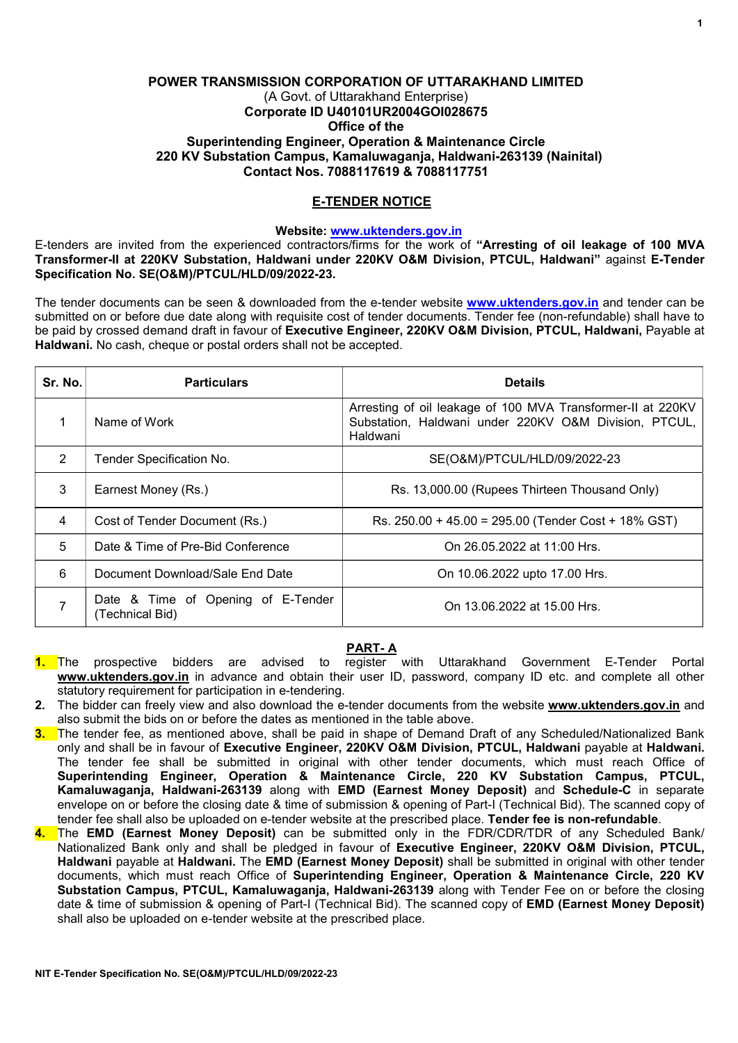**POWER TRANSMISSION CORPORATION OF UTTARAKHAND LIMITED**
(A Govt. of Uttarakhand Enterprise)
**Corporate ID U40101UR2004GOI028675**
**Office of the**
**Superintending Engineer, Operation & Maintenance Circle**
**220 KV Substation Campus, Kamaluwaganja, Haldwani-263139 (Nainital)**
**Contact Nos. 7088117619 & 7088117751**

## E-TENDER NOTICE

**Website: www.uktenders.gov.in**

E-tenders are invited from the experienced contractors/firms for the work of **"Arresting of oil leakage of 100 MVA Transformer-II at 220KV Substation, Haldwani under 220KV O&M Division, PTCUL, Haldwani"** against **E-Tender Specification No. SE(O&M)/PTCUL/HLD/09/2022-23.**

The tender documents can be seen & downloaded from the e-tender website **www.uktenders.gov.in** and tender can be submitted on or before due date along with requisite cost of tender documents. Tender fee (non-refundable) shall have to be paid by crossed demand draft in favour of **Executive Engineer, 220KV O&M Division, PTCUL, Haldwani,** Payable at **Haldwani.** No cash, cheque or postal orders shall not be accepted.

| Sr. No. | Particulars | Details |
|---|---|---|
| 1 | Name of Work | Arresting of oil leakage of 100 MVA Transformer-II at 220KV Substation, Haldwani under 220KV O&M Division, PTCUL, Haldwani |
| 2 | Tender Specification No. | SE(O&M)/PTCUL/HLD/09/2022-23 |
| 3 | Earnest Money (Rs.) | Rs. 13,000.00 (Rupees Thirteen Thousand Only) |
| 4 | Cost of Tender Document (Rs.) | Rs. 250.00 + 45.00 = 295.00 (Tender Cost + 18% GST) |
| 5 | Date & Time of Pre-Bid Conference | On 26.05.2022 at 11:00 Hrs. |
| 6 | Document Download/Sale End Date | On 10.06.2022 upto 17.00 Hrs. |
| 7 | Date & Time of Opening of E-Tender (Technical Bid) | On 13.06.2022 at 15.00 Hrs. |

## PART- A

1. The prospective bidders are advised to register with Uttarakhand Government E-Tender Portal **www.uktenders.gov.in** in advance and obtain their user ID, password, company ID etc. and complete all other statutory requirement for participation in e-tendering.
2. The bidder can freely view and also download the e-tender documents from the website **www.uktenders.gov.in** and also submit the bids on or before the dates as mentioned in the table above.
3. The tender fee, as mentioned above, shall be paid in shape of Demand Draft of any Scheduled/Nationalized Bank only and shall be in favour of **Executive Engineer, 220KV O&M Division, PTCUL, Haldwani** payable at **Haldwani.** The tender fee shall be submitted in original with other tender documents, which must reach Office of **Superintending Engineer, Operation & Maintenance Circle, 220 KV Substation Campus, PTCUL, Kamaluwaganja, Haldwani-263139** along with **EMD (Earnest Money Deposit)** and **Schedule-C** in separate envelope on or before the closing date & time of submission & opening of Part-I (Technical Bid). The scanned copy of tender fee shall also be uploaded on e-tender website at the prescribed place. **Tender fee is non-refundable**.
4. The **EMD (Earnest Money Deposit)** can be submitted only in the FDR/CDR/TDR of any Scheduled Bank/ Nationalized Bank only and shall be pledged in favour of **Executive Engineer, 220KV O&M Division, PTCUL, Haldwani** payable at **Haldwani.** The **EMD (Earnest Money Deposit)** shall be submitted in original with other tender documents, which must reach Office of **Superintending Engineer, Operation & Maintenance Circle, 220 KV Substation Campus, PTCUL, Kamaluwaganja, Haldwani-263139** along with Tender Fee on or before the closing date & time of submission & opening of Part-I (Technical Bid). The scanned copy of **EMD (Earnest Money Deposit)** shall also be uploaded on e-tender website at the prescribed place.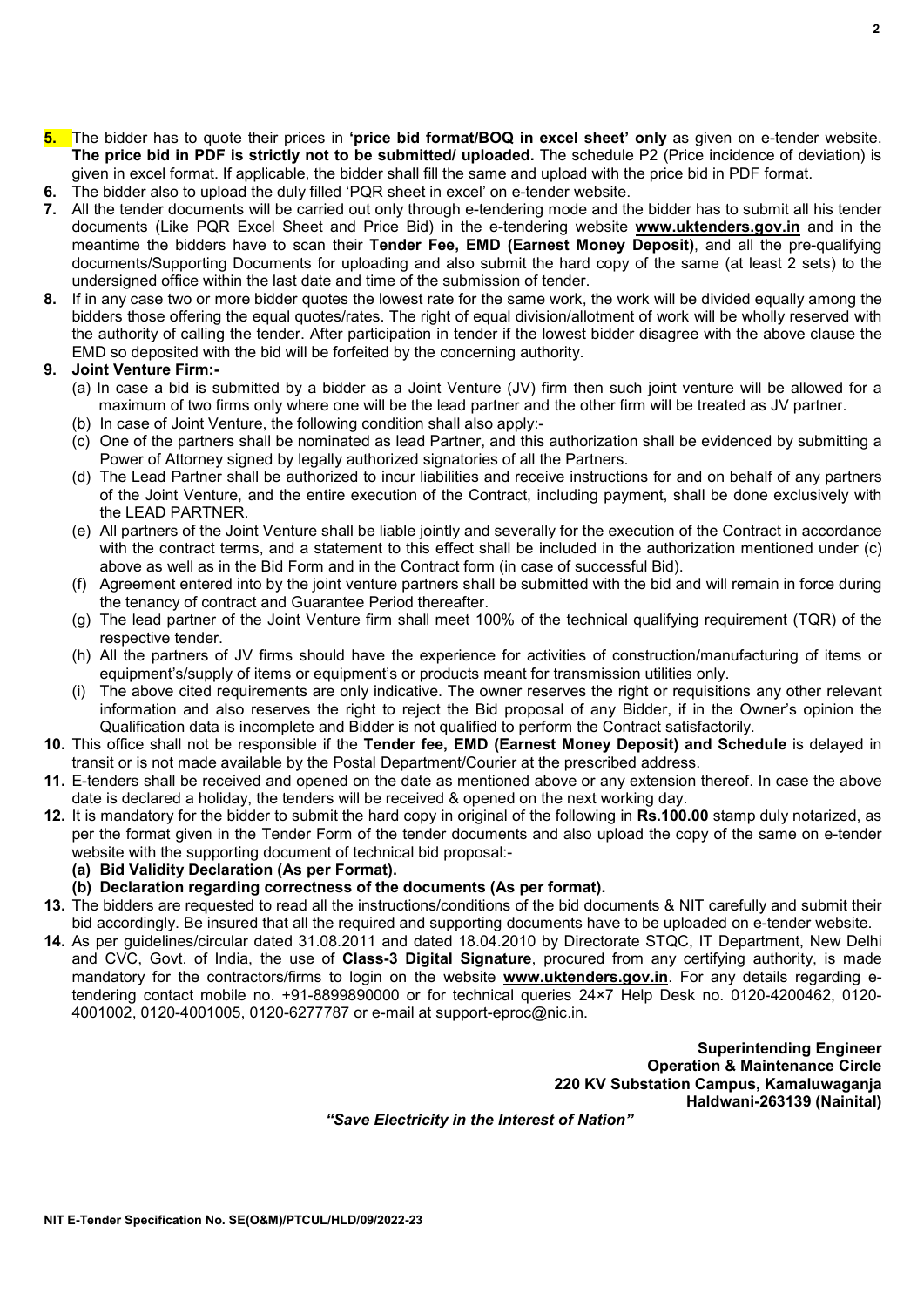**5.** The bidder has to quote their prices in **'price bid format/BOQ in excel sheet' only** as given on e-tender website. **The price bid in PDF is strictly not to be submitted/ uploaded.** The schedule P2 (Price incidence of deviation) is given in excel format. If applicable, the bidder shall fill the same and upload with the price bid in PDF format.

**6.** The bidder also to upload the duly filled 'PQR sheet in excel' on e-tender website.

**7.** All the tender documents will be carried out only through e-tendering mode and the bidder has to submit all his tender documents (Like PQR Excel Sheet and Price Bid) in the e-tendering website **www.uktenders.gov.in** and in the meantime the bidders have to scan their **Tender Fee, EMD (Earnest Money Deposit)**, and all the pre-qualifying documents/Supporting Documents for uploading and also submit the hard copy of the same (at least 2 sets) to the undersigned office within the last date and time of the submission of tender.

**8.** If in any case two or more bidder quotes the lowest rate for the same work, the work will be divided equally among the bidders those offering the equal quotes/rates. The right of equal division/allotment of work will be wholly reserved with the authority of calling the tender. After participation in tender if the lowest bidder disagree with the above clause the EMD so deposited with the bid will be forfeited by the concerning authority.

**9. Joint Venture Firm:-**

(a) In case a bid is submitted by a bidder as a Joint Venture (JV) firm then such joint venture will be allowed for a maximum of two firms only where one will be the lead partner and the other firm will be treated as JV partner.

(b) In case of Joint Venture, the following condition shall also apply:-

(c) One of the partners shall be nominated as lead Partner, and this authorization shall be evidenced by submitting a Power of Attorney signed by legally authorized signatories of all the Partners.

(d) The Lead Partner shall be authorized to incur liabilities and receive instructions for and on behalf of any partners of the Joint Venture, and the entire execution of the Contract, including payment, shall be done exclusively with the LEAD PARTNER.

(e) All partners of the Joint Venture shall be liable jointly and severally for the execution of the Contract in accordance with the contract terms, and a statement to this effect shall be included in the authorization mentioned under (c) above as well as in the Bid Form and in the Contract form (in case of successful Bid).

(f) Agreement entered into by the joint venture partners shall be submitted with the bid and will remain in force during the tenancy of contract and Guarantee Period thereafter.

(g) The lead partner of the Joint Venture firm shall meet 100% of the technical qualifying requirement (TQR) of the respective tender.

(h) All the partners of JV firms should have the experience for activities of construction/manufacturing of items or equipment's/supply of items or equipment's or products meant for transmission utilities only.

(i) The above cited requirements are only indicative. The owner reserves the right or requisitions any other relevant information and also reserves the right to reject the Bid proposal of any Bidder, if in the Owner's opinion the Qualification data is incomplete and Bidder is not qualified to perform the Contract satisfactorily.

**10.** This office shall not be responsible if the **Tender fee, EMD (Earnest Money Deposit) and Schedule** is delayed in transit or is not made available by the Postal Department/Courier at the prescribed address.

**11.** E-tenders shall be received and opened on the date as mentioned above or any extension thereof. In case the above date is declared a holiday, the tenders will be received & opened on the next working day.

**12.** It is mandatory for the bidder to submit the hard copy in original of the following in **Rs.100.00** stamp duly notarized, as per the format given in the Tender Form of the tender documents and also upload the copy of the same on e-tender website with the supporting document of technical bid proposal:-

**(a) Bid Validity Declaration (As per Format).**

**(b) Declaration regarding correctness of the documents (As per format).**

**13.** The bidders are requested to read all the instructions/conditions of the bid documents & NIT carefully and submit their bid accordingly. Be insured that all the required and supporting documents have to be uploaded on e-tender website.

**14.** As per guidelines/circular dated 31.08.2011 and dated 18.04.2010 by Directorate STQC, IT Department, New Delhi and CVC, Govt. of India, the use of **Class-3 Digital Signature**, procured from any certifying authority, is made mandatory for the contractors/firms to login on the website **www.uktenders.gov.in**. For any details regarding e-tendering contact mobile no. +91-8899890000 or for technical queries 24×7 Help Desk no. 0120-4200462, 0120-4001002, 0120-4001005, 0120-6277787 or e-mail at support-eproc@nic.in.

**Superintending Engineer**
**Operation & Maintenance Circle**
**220 KV Substation Campus, Kamaluwaganja**
**Haldwani-263139 (Nainital)**

***"Save Electricity in the Interest of Nation"***

NIT E-Tender Specification No. SE(O&M)/PTCUL/HLD/09/2022-23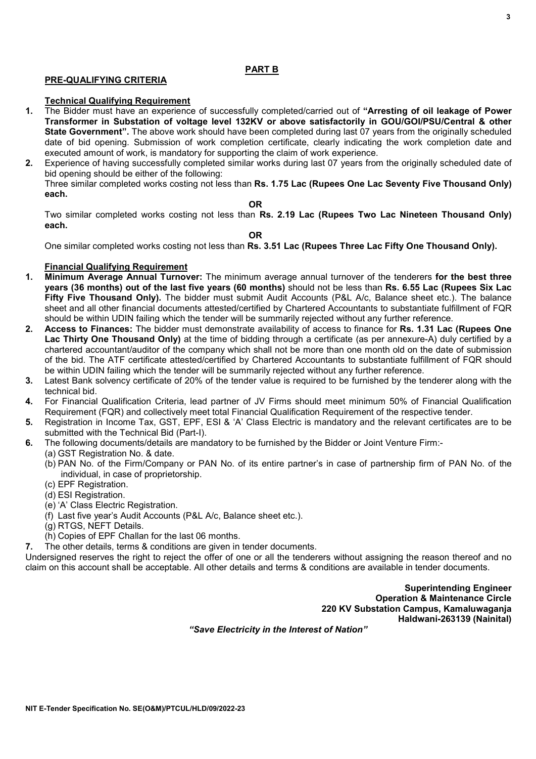## PART B

### PRE-QUALIFYING CRITERIA

#### Technical Qualifying Requirement

1. The Bidder must have an experience of successfully completed/carried out of **"Arresting of oil leakage of Power Transformer in Substation of voltage level 132KV or above satisfactorily in GOU/GOI/PSU/Central & other State Government".** The above work should have been completed during last 07 years from the originally scheduled date of bid opening. Submission of work completion certificate, clearly indicating the work completion date and executed amount of work, is mandatory for supporting the claim of work experience.
2. Experience of having successfully completed similar works during last 07 years from the originally scheduled date of bid opening should be either of the following:

   Three similar completed works costing not less than **Rs. 1.75 Lac (Rupees One Lac Seventy Five Thousand Only) each.**

   **OR**

   Two similar completed works costing not less than **Rs. 2.19 Lac (Rupees Two Lac Nineteen Thousand Only) each.**

   **OR**

   One similar completed works costing not less than **Rs. 3.51 Lac (Rupees Three Lac Fifty One Thousand Only).**

#### Financial Qualifying Requirement

1. **Minimum Average Annual Turnover:** The minimum average annual turnover of the tenderers **for the best three years (36 months) out of the last five years (60 months)** should not be less than **Rs. 6.55 Lac (Rupees Six Lac Fifty Five Thousand Only).** The bidder must submit Audit Accounts (P&L A/c, Balance sheet etc.). The balance sheet and all other financial documents attested/certified by Chartered Accountants to substantiate fulfillment of FQR should be within UDIN failing which the tender will be summarily rejected without any further reference.
2. **Access to Finances:** The bidder must demonstrate availability of access to finance for **Rs. 1.31 Lac (Rupees One Lac Thirty One Thousand Only)** at the time of bidding through a certificate (as per annexure-A) duly certified by a chartered accountant/auditor of the company which shall not be more than one month old on the date of submission of the bid. The ATF certificate attested/certified by Chartered Accountants to substantiate fulfillment of FQR should be within UDIN failing which the tender will be summarily rejected without any further reference.
3. Latest Bank solvency certificate of 20% of the tender value is required to be furnished by the tenderer along with the technical bid.
4. For Financial Qualification Criteria, lead partner of JV Firms should meet minimum 50% of Financial Qualification Requirement (FQR) and collectively meet total Financial Qualification Requirement of the respective tender.
5. Registration in Income Tax, GST, EPF, ESI & 'A' Class Electric is mandatory and the relevant certificates are to be submitted with the Technical Bid (Part-I).
6. The following documents/details are mandatory to be furnished by the Bidder or Joint Venture Firm:-
   (a) GST Registration No. & date.
   (b) PAN No. of the Firm/Company or PAN No. of its entire partner's in case of partnership firm of PAN No. of the individual, in case of proprietorship.
   (c) EPF Registration.
   (d) ESI Registration.
   (e) 'A' Class Electric Registration.
   (f) Last five year's Audit Accounts (P&L A/c, Balance sheet etc.).
   (g) RTGS, NEFT Details.
   (h) Copies of EPF Challan for the last 06 months.
7. The other details, terms & conditions are given in tender documents.

Undersigned reserves the right to reject the offer of one or all the tenderers without assigning the reason thereof and no claim on this account shall be acceptable. All other details and terms & conditions are available in tender documents.

**Superintending Engineer**
**Operation & Maintenance Circle**
**220 KV Substation Campus, Kamaluwaganja**
**Haldwani-263139 (Nainital)**

***"Save Electricity in the Interest of Nation"***

**NIT E-Tender Specification No. SE(O&M)/PTCUL/HLD/09/2022-23**